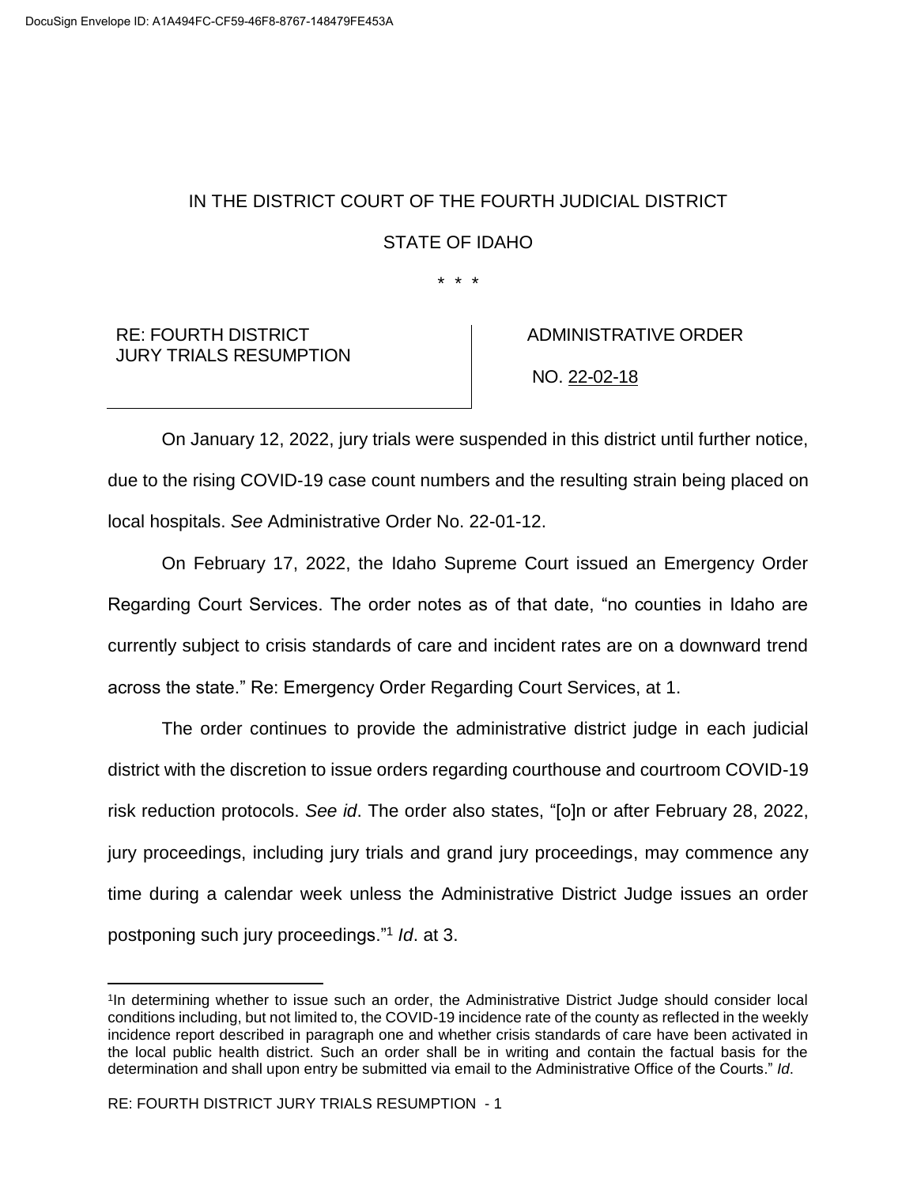DocuSign Envelope ID: A1A494FC-CF59-46F8-8767-148479FE453A

IN THE DISTRICT COURT OF THE FOURTH JUDICIAL DISTRICT

STATE OF IDAHO

\* \* \*

| RE: FOURTH DISTRICT JURY TRIALS RESUMPTION | ADMINISTRATIVE ORDER NO. 22-02-18 |
| --- | --- |

On January 12, 2022, jury trials were suspended in this district until further notice, due to the rising COVID-19 case count numbers and the resulting strain being placed on local hospitals. *See* Administrative Order No. 22-01-12.

On February 17, 2022, the Idaho Supreme Court issued an Emergency Order Regarding Court Services. The order notes as of that date, "no counties in Idaho are currently subject to crisis standards of care and incident rates are on a downward trend across the state." Re: Emergency Order Regarding Court Services, at 1.

The order continues to provide the administrative district judge in each judicial district with the discretion to issue orders regarding courthouse and courtroom COVID-19 risk reduction protocols. *See id*. The order also states, "[o]n or after February 28, 2022, jury proceedings, including jury trials and grand jury proceedings, may commence any time during a calendar week unless the Administrative District Judge issues an order postponing such jury proceedings."[1] *Id*. at 3.

[1]In determining whether to issue such an order, the Administrative District Judge should consider local conditions including, but not limited to, the COVID-19 incidence rate of the county as reflected in the weekly incidence report described in paragraph one and whether crisis standards of care have been activated in the local public health district. Such an order shall be in writing and contain the factual basis for the determination and shall upon entry be submitted via email to the Administrative Office of the Courts." *Id*.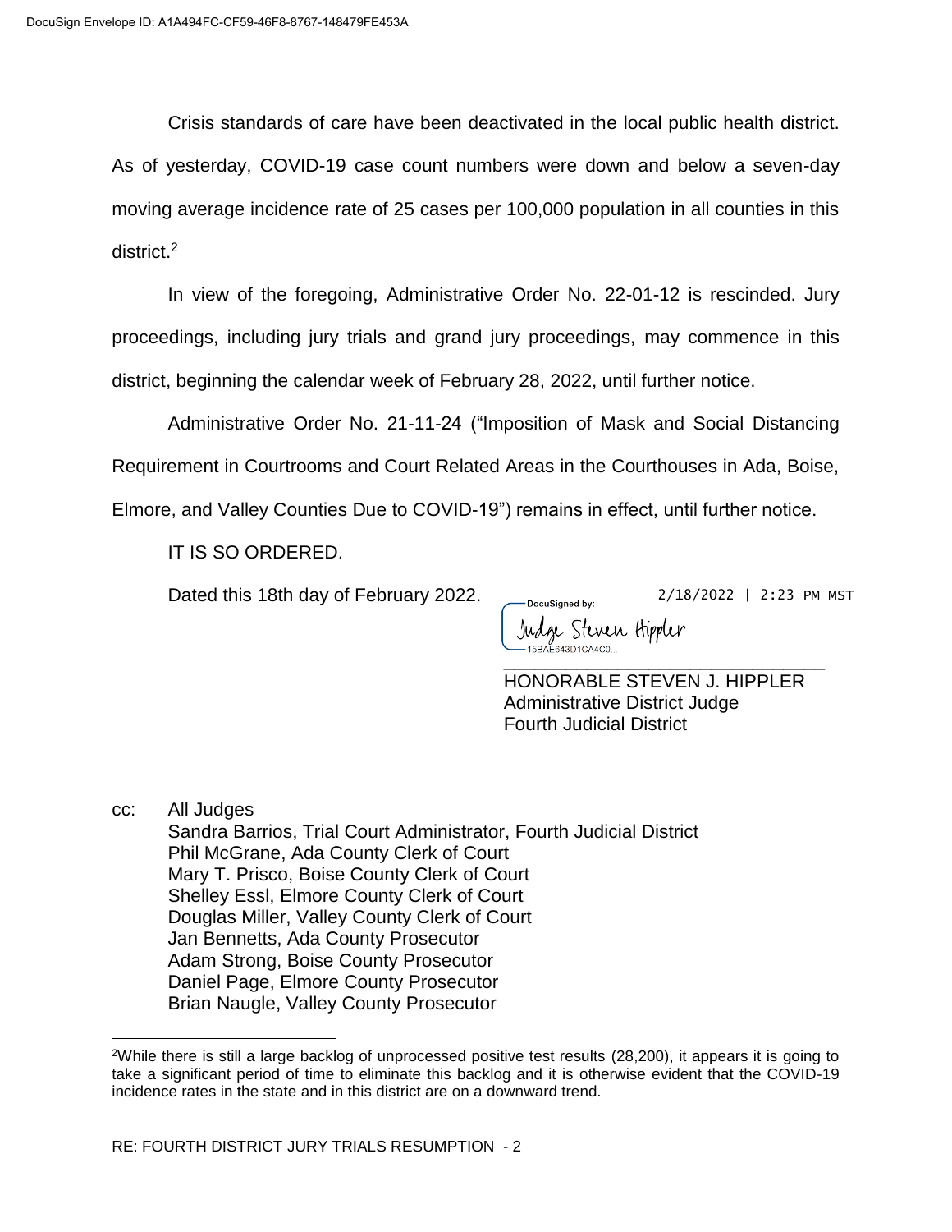Crisis standards of care have been deactivated in the local public health district. As of yesterday, COVID-19 case count numbers were down and below a seven-day moving average incidence rate of 25 cases per 100,000 population in all counties in this district.[2]

In view of the foregoing, Administrative Order No. 22-01-12 is rescinded. Jury proceedings, including jury trials and grand jury proceedings, may commence in this district, beginning the calendar week of February 28, 2022, until further notice.

Administrative Order No. 21-11-24 ("Imposition of Mask and Social Distancing Requirement in Courtrooms and Court Related Areas in the Courthouses in Ada, Boise, Elmore, and Valley Counties Due to COVID-19") remains in effect, until further notice.

IT IS SO ORDERED.

Dated this 18th day of February 2022.

2/18/2022 | 2:23 PM MST

DocuSigned by:
Judge Steven Hippler
15BAE643D1CA4C0...

HONORABLE STEVEN J. HIPPLER
Administrative District Judge
Fourth Judicial District

cc: All Judges
Sandra Barrios, Trial Court Administrator, Fourth Judicial District
Phil McGrane, Ada County Clerk of Court
Mary T. Prisco, Boise County Clerk of Court
Shelley Essl, Elmore County Clerk of Court
Douglas Miller, Valley County Clerk of Court
Jan Bennetts, Ada County Prosecutor
Adam Strong, Boise County Prosecutor
Daniel Page, Elmore County Prosecutor
Brian Naugle, Valley County Prosecutor

---

[2]While there is still a large backlog of unprocessed positive test results (28,200), it appears it is going to take a significant period of time to eliminate this backlog and it is otherwise evident that the COVID-19 incidence rates in the state and in this district are on a downward trend.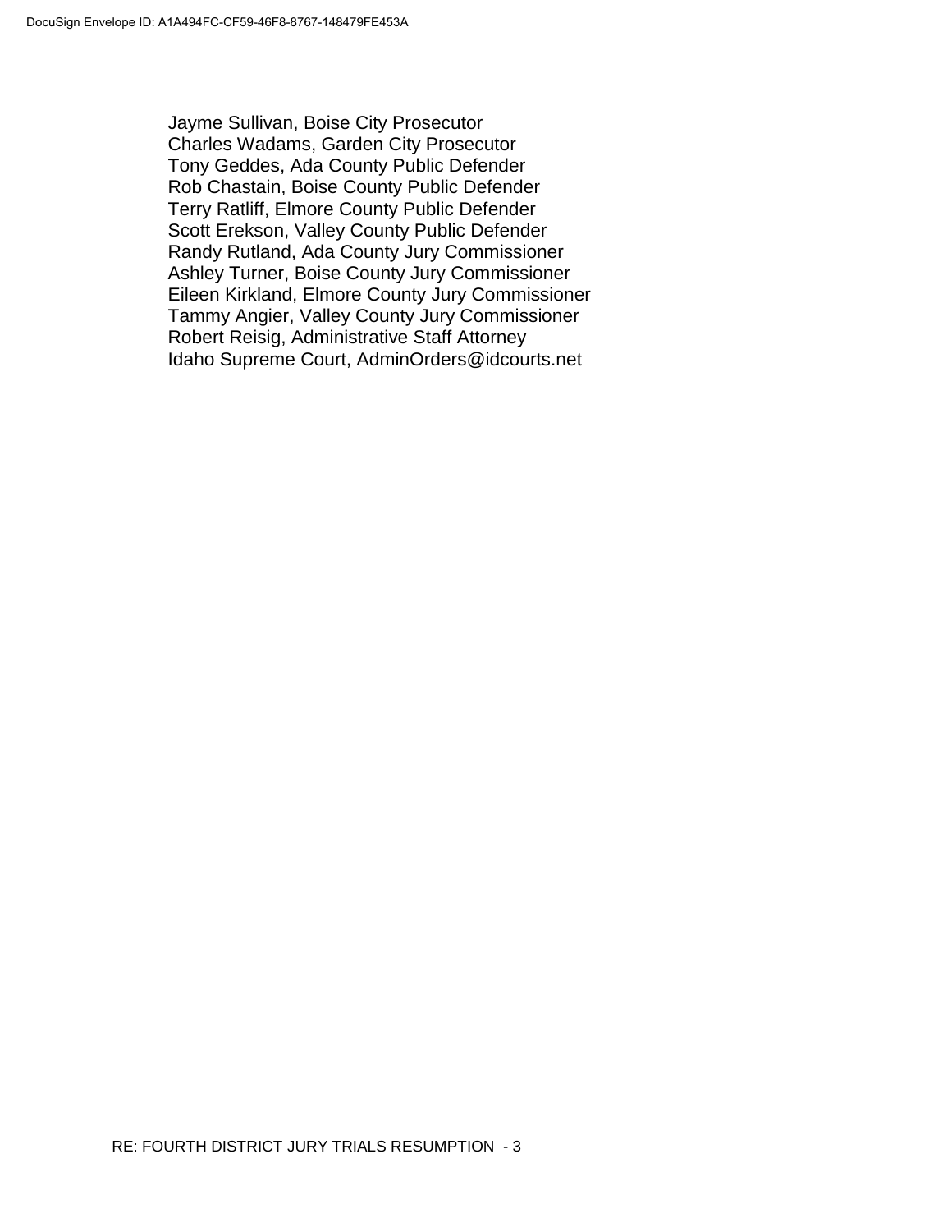Jayme Sullivan, Boise City Prosecutor
Charles Wadams, Garden City Prosecutor
Tony Geddes, Ada County Public Defender
Rob Chastain, Boise County Public Defender
Terry Ratliff, Elmore County Public Defender
Scott Erekson, Valley County Public Defender
Randy Rutland, Ada County Jury Commissioner
Ashley Turner, Boise County Jury Commissioner
Eileen Kirkland, Elmore County Jury Commissioner
Tammy Angier, Valley County Jury Commissioner
Robert Reisig, Administrative Staff Attorney
Idaho Supreme Court, AdminOrders@idcourts.net